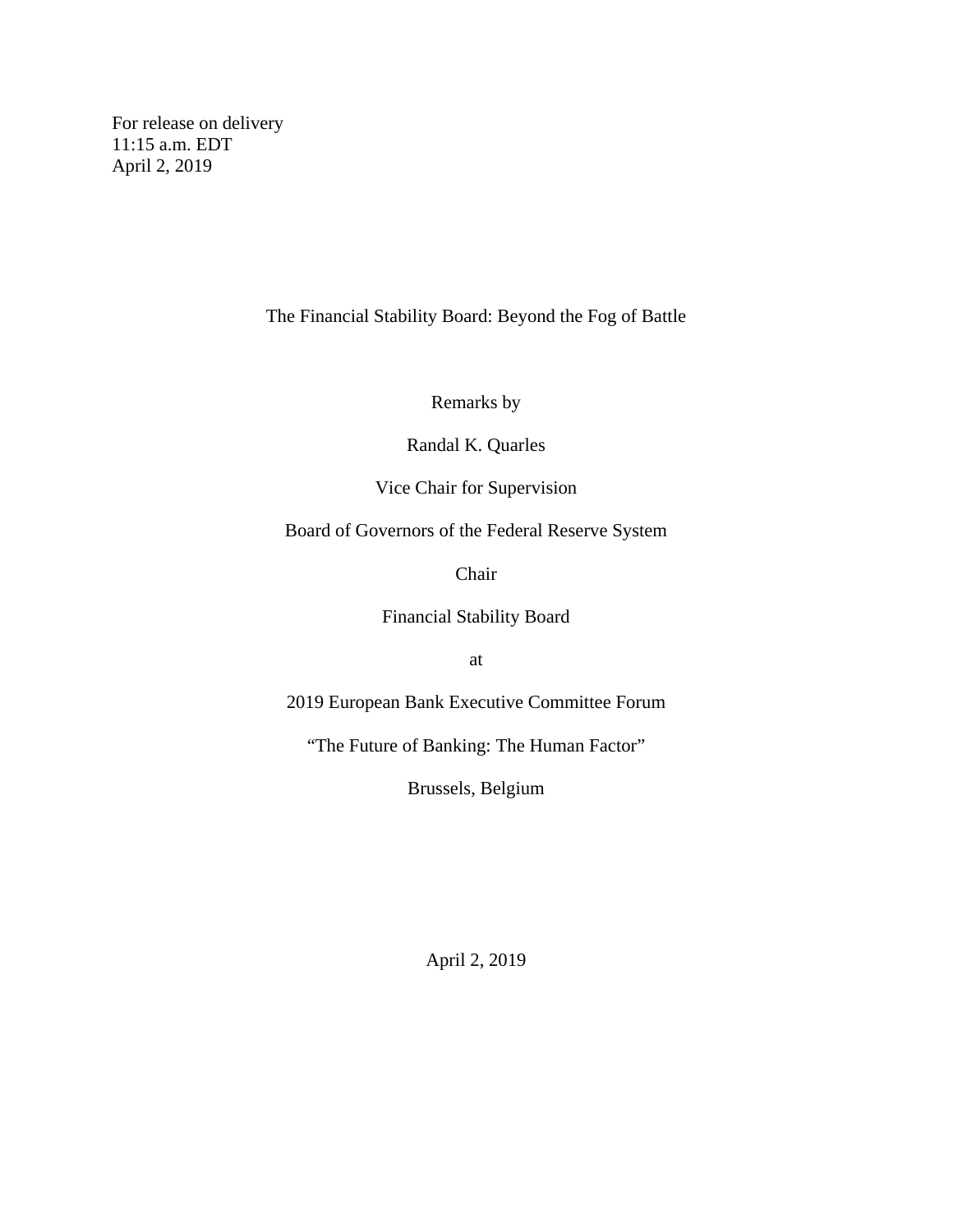For release on delivery
11:15 a.m. EDT
April 2, 2019

# The Financial Stability Board: Beyond the Fog of Battle

Remarks by

Randal K. Quarles

Vice Chair for Supervision

Board of Governors of the Federal Reserve System

Chair

Financial Stability Board

at

2019 European Bank Executive Committee Forum

"The Future of Banking: The Human Factor"

Brussels, Belgium

April 2, 2019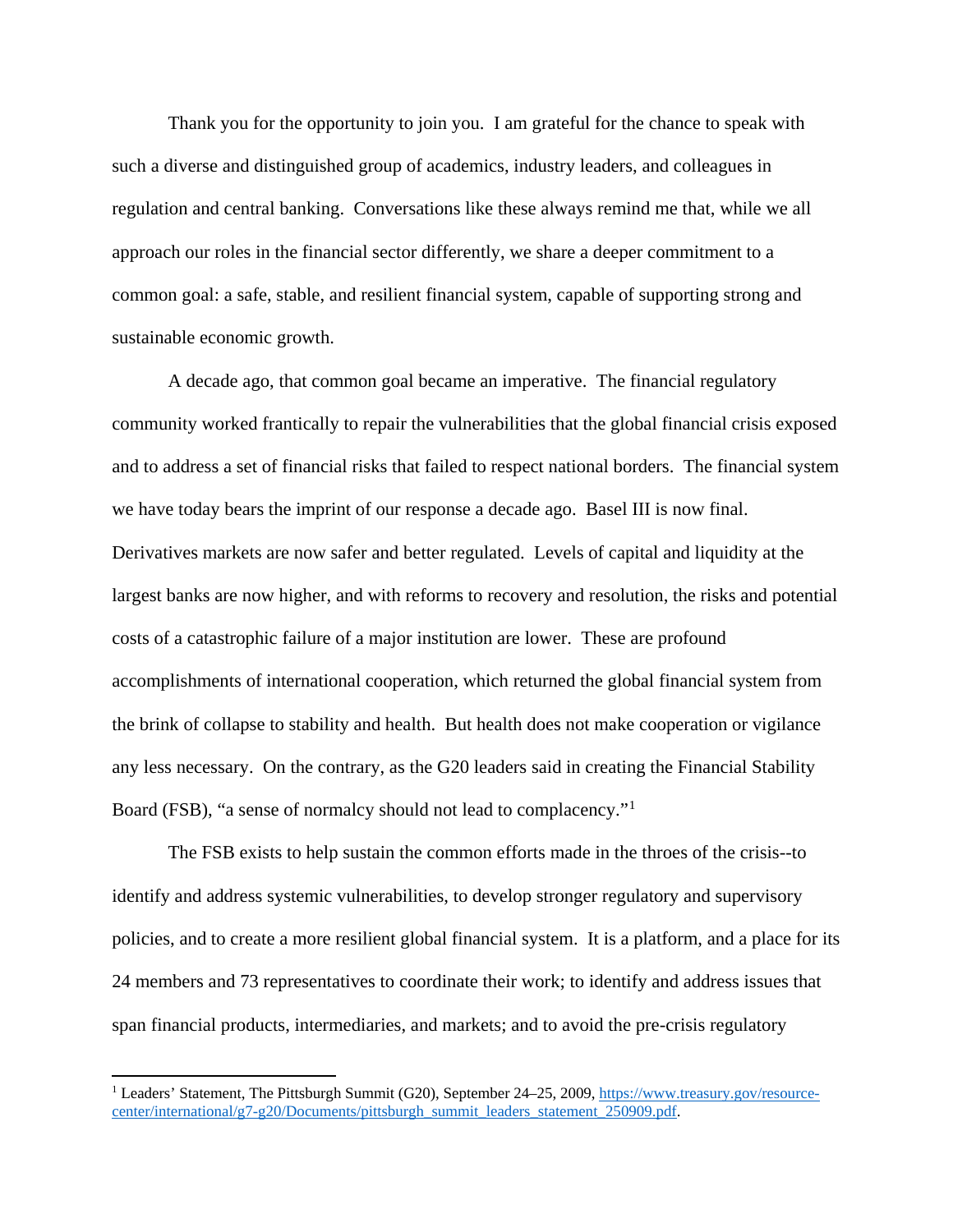Thank you for the opportunity to join you. I am grateful for the chance to speak with such a diverse and distinguished group of academics, industry leaders, and colleagues in regulation and central banking. Conversations like these always remind me that, while we all approach our roles in the financial sector differently, we share a deeper commitment to a common goal: a safe, stable, and resilient financial system, capable of supporting strong and sustainable economic growth.

A decade ago, that common goal became an imperative. The financial regulatory community worked frantically to repair the vulnerabilities that the global financial crisis exposed and to address a set of financial risks that failed to respect national borders. The financial system we have today bears the imprint of our response a decade ago. Basel III is now final. Derivatives markets are now safer and better regulated. Levels of capital and liquidity at the largest banks are now higher, and with reforms to recovery and resolution, the risks and potential costs of a catastrophic failure of a major institution are lower. These are profound accomplishments of international cooperation, which returned the global financial system from the brink of collapse to stability and health. But health does not make cooperation or vigilance any less necessary. On the contrary, as the G20 leaders said in creating the Financial Stability Board (FSB), "a sense of normalcy should not lead to complacency."[1]

The FSB exists to help sustain the common efforts made in the throes of the crisis--to identify and address systemic vulnerabilities, to develop stronger regulatory and supervisory policies, and to create a more resilient global financial system. It is a platform, and a place for its 24 members and 73 representatives to coordinate their work; to identify and address issues that span financial products, intermediaries, and markets; and to avoid the pre-crisis regulatory

---

[1] Leaders' Statement, The Pittsburgh Summit (G20), September 24–25, 2009, https://www.treasury.gov/resource-center/international/g7-g20/Documents/pittsburgh_summit_leaders_statement_250909.pdf.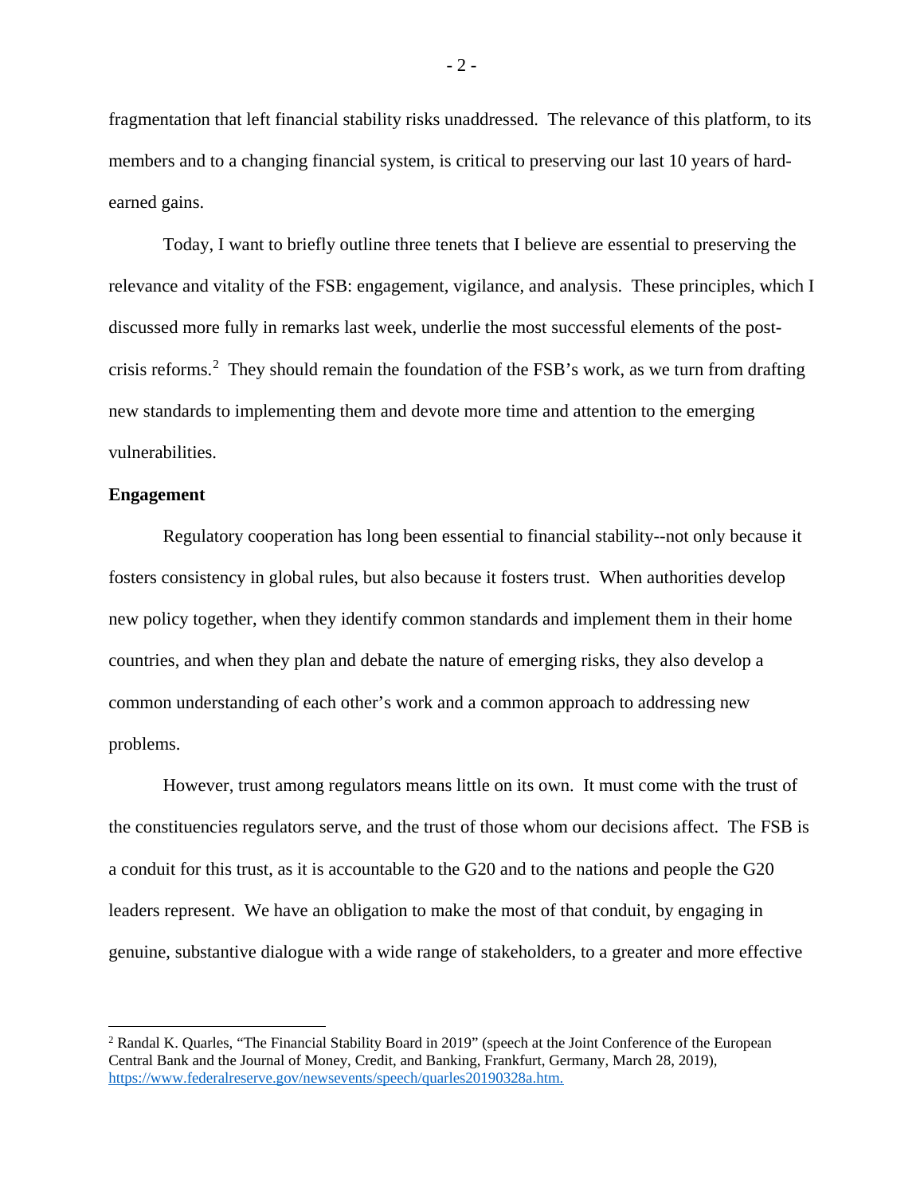fragmentation that left financial stability risks unaddressed. The relevance of this platform, to its members and to a changing financial system, is critical to preserving our last 10 years of hard-earned gains.

Today, I want to briefly outline three tenets that I believe are essential to preserving the relevance and vitality of the FSB: engagement, vigilance, and analysis. These principles, which I discussed more fully in remarks last week, underlie the most successful elements of the post-crisis reforms.[2] They should remain the foundation of the FSB's work, as we turn from drafting new standards to implementing them and devote more time and attention to the emerging vulnerabilities.

**Engagement**

Regulatory cooperation has long been essential to financial stability--not only because it fosters consistency in global rules, but also because it fosters trust. When authorities develop new policy together, when they identify common standards and implement them in their home countries, and when they plan and debate the nature of emerging risks, they also develop a common understanding of each other's work and a common approach to addressing new problems.

However, trust among regulators means little on its own. It must come with the trust of the constituencies regulators serve, and the trust of those whom our decisions affect. The FSB is a conduit for this trust, as it is accountable to the G20 and to the nations and people the G20 leaders represent. We have an obligation to make the most of that conduit, by engaging in genuine, substantive dialogue with a wide range of stakeholders, to a greater and more effective

---

[2] Randal K. Quarles, "The Financial Stability Board in 2019" (speech at the Joint Conference of the European Central Bank and the Journal of Money, Credit, and Banking, Frankfurt, Germany, March 28, 2019), https://www.federalreserve.gov/newsevents/speech/quarles20190328a.htm.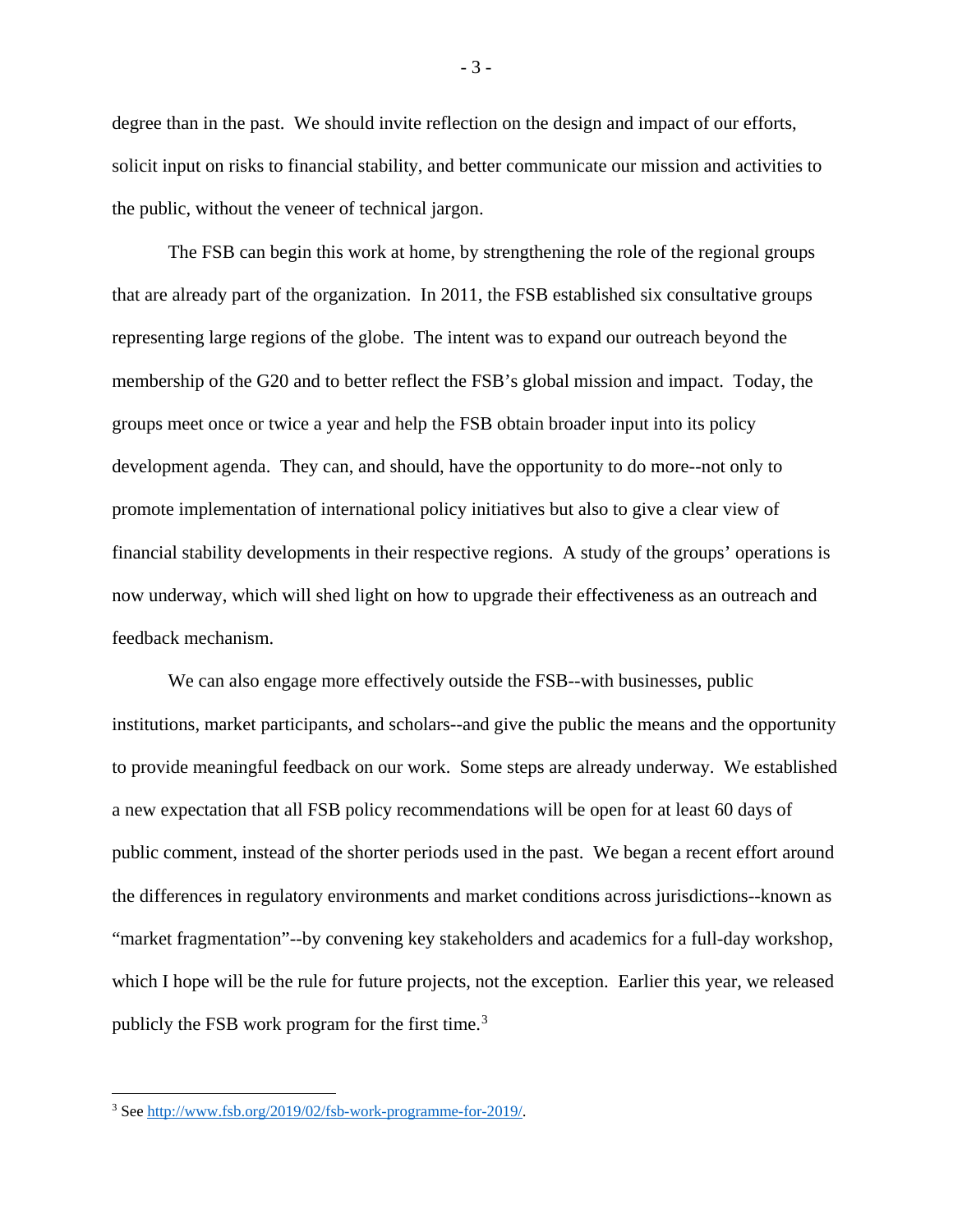degree than in the past. We should invite reflection on the design and impact of our efforts, solicit input on risks to financial stability, and better communicate our mission and activities to the public, without the veneer of technical jargon.

The FSB can begin this work at home, by strengthening the role of the regional groups that are already part of the organization. In 2011, the FSB established six consultative groups representing large regions of the globe. The intent was to expand our outreach beyond the membership of the G20 and to better reflect the FSB's global mission and impact. Today, the groups meet once or twice a year and help the FSB obtain broader input into its policy development agenda. They can, and should, have the opportunity to do more--not only to promote implementation of international policy initiatives but also to give a clear view of financial stability developments in their respective regions. A study of the groups' operations is now underway, which will shed light on how to upgrade their effectiveness as an outreach and feedback mechanism.

We can also engage more effectively outside the FSB--with businesses, public institutions, market participants, and scholars--and give the public the means and the opportunity to provide meaningful feedback on our work. Some steps are already underway. We established a new expectation that all FSB policy recommendations will be open for at least 60 days of public comment, instead of the shorter periods used in the past. We began a recent effort around the differences in regulatory environments and market conditions across jurisdictions--known as "market fragmentation"--by convening key stakeholders and academics for a full-day workshop, which I hope will be the rule for future projects, not the exception. Earlier this year, we released publicly the FSB work program for the first time.[3]

---

[3] See http://www.fsb.org/2019/02/fsb-work-programme-for-2019/.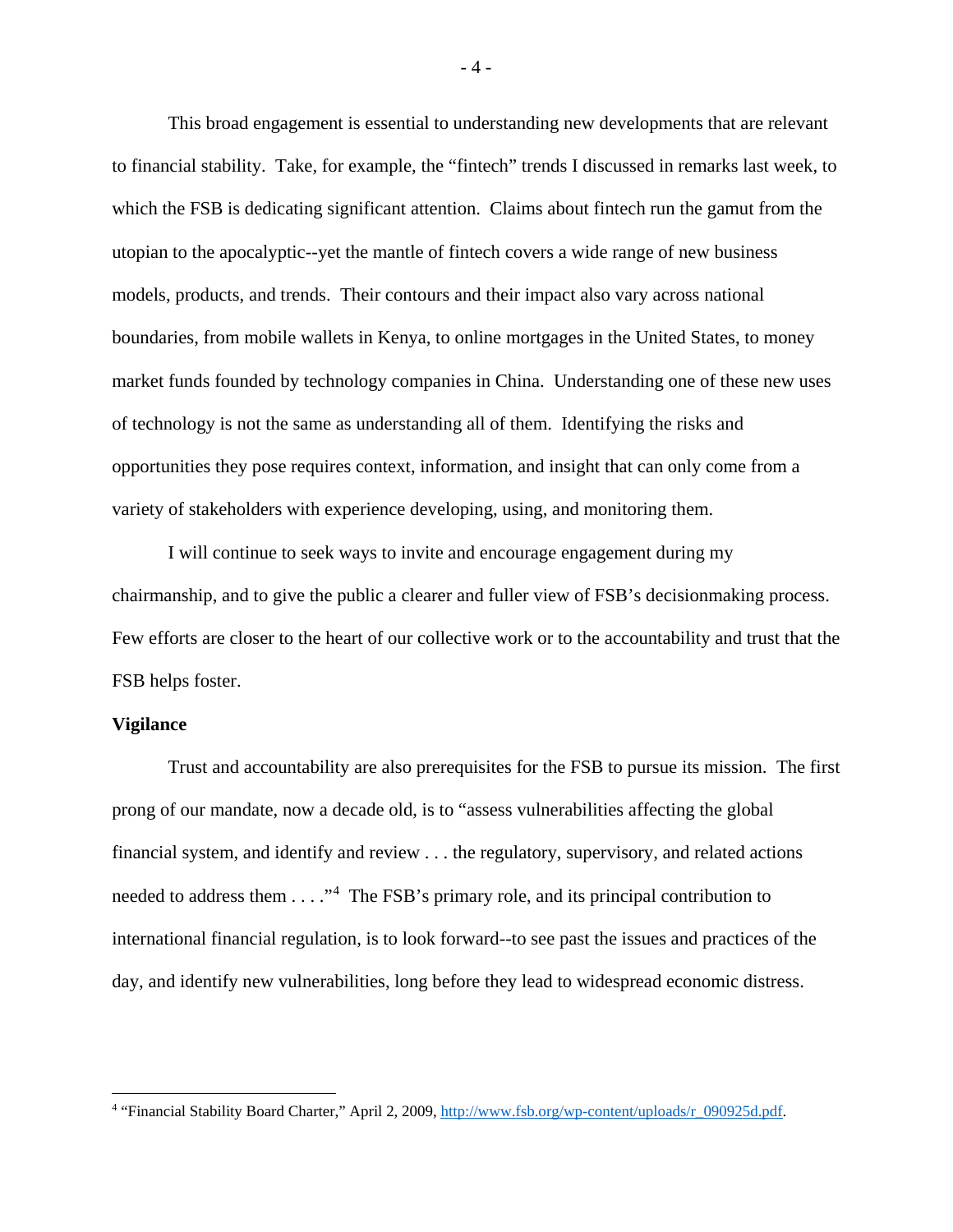This broad engagement is essential to understanding new developments that are relevant to financial stability. Take, for example, the "fintech" trends I discussed in remarks last week, to which the FSB is dedicating significant attention. Claims about fintech run the gamut from the utopian to the apocalyptic--yet the mantle of fintech covers a wide range of new business models, products, and trends. Their contours and their impact also vary across national boundaries, from mobile wallets in Kenya, to online mortgages in the United States, to money market funds founded by technology companies in China. Understanding one of these new uses of technology is not the same as understanding all of them. Identifying the risks and opportunities they pose requires context, information, and insight that can only come from a variety of stakeholders with experience developing, using, and monitoring them.

I will continue to seek ways to invite and encourage engagement during my chairmanship, and to give the public a clearer and fuller view of FSB's decisionmaking process. Few efforts are closer to the heart of our collective work or to the accountability and trust that the FSB helps foster.

**Vigilance**

Trust and accountability are also prerequisites for the FSB to pursue its mission. The first prong of our mandate, now a decade old, is to "assess vulnerabilities affecting the global financial system, and identify and review . . . the regulatory, supervisory, and related actions needed to address them . . . ."[4] The FSB's primary role, and its principal contribution to international financial regulation, is to look forward--to see past the issues and practices of the day, and identify new vulnerabilities, long before they lead to widespread economic distress.

---

[4] "Financial Stability Board Charter," April 2, 2009, http://www.fsb.org/wp-content/uploads/r_090925d.pdf.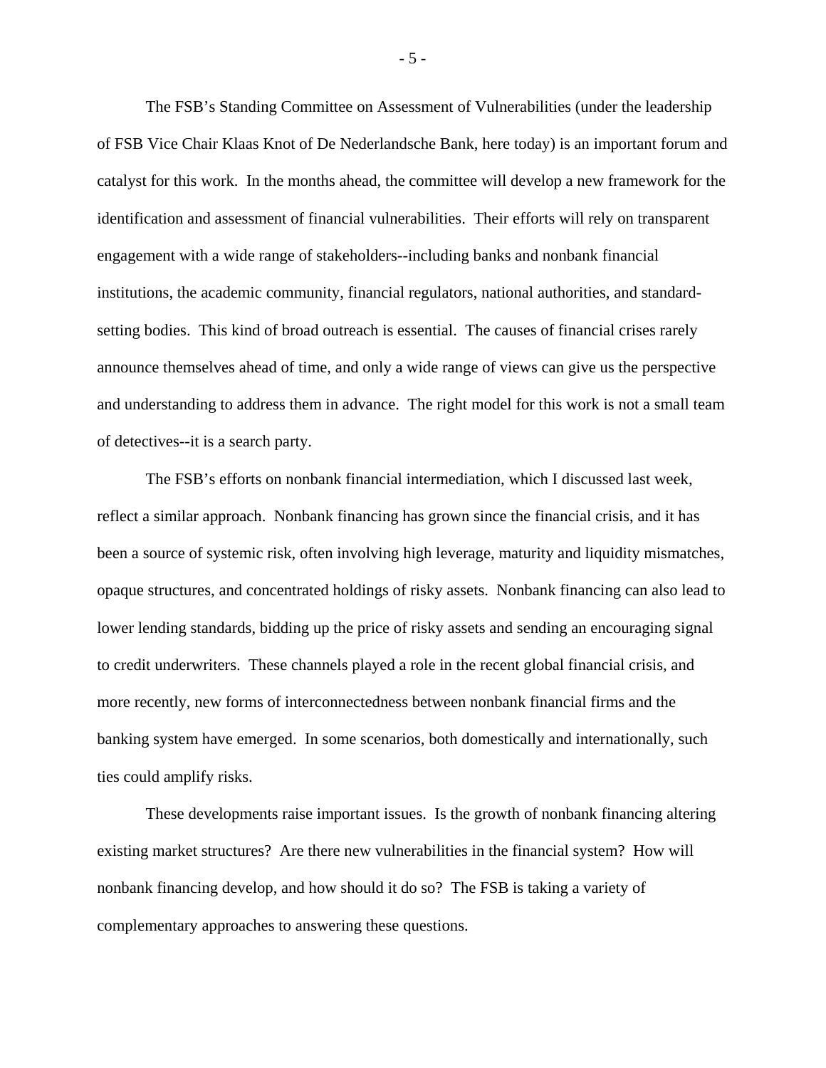The FSB's Standing Committee on Assessment of Vulnerabilities (under the leadership of FSB Vice Chair Klaas Knot of De Nederlandsche Bank, here today) is an important forum and catalyst for this work. In the months ahead, the committee will develop a new framework for the identification and assessment of financial vulnerabilities. Their efforts will rely on transparent engagement with a wide range of stakeholders--including banks and nonbank financial institutions, the academic community, financial regulators, national authorities, and standard-setting bodies. This kind of broad outreach is essential. The causes of financial crises rarely announce themselves ahead of time, and only a wide range of views can give us the perspective and understanding to address them in advance. The right model for this work is not a small team of detectives--it is a search party.

The FSB's efforts on nonbank financial intermediation, which I discussed last week, reflect a similar approach. Nonbank financing has grown since the financial crisis, and it has been a source of systemic risk, often involving high leverage, maturity and liquidity mismatches, opaque structures, and concentrated holdings of risky assets. Nonbank financing can also lead to lower lending standards, bidding up the price of risky assets and sending an encouraging signal to credit underwriters. These channels played a role in the recent global financial crisis, and more recently, new forms of interconnectedness between nonbank financial firms and the banking system have emerged. In some scenarios, both domestically and internationally, such ties could amplify risks.

These developments raise important issues. Is the growth of nonbank financing altering existing market structures? Are there new vulnerabilities in the financial system? How will nonbank financing develop, and how should it do so? The FSB is taking a variety of complementary approaches to answering these questions.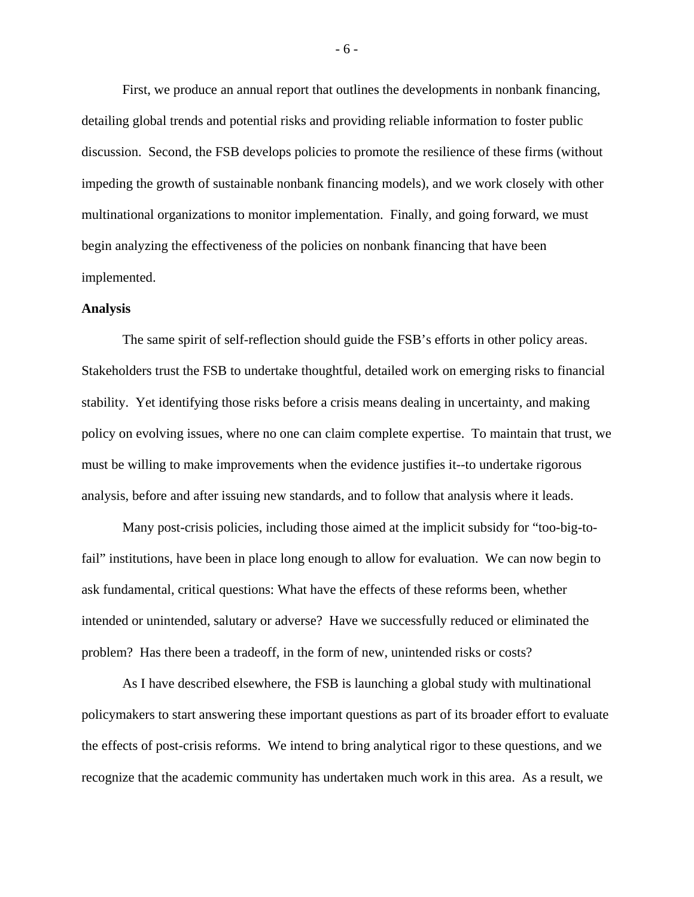First, we produce an annual report that outlines the developments in nonbank financing, detailing global trends and potential risks and providing reliable information to foster public discussion. Second, the FSB develops policies to promote the resilience of these firms (without impeding the growth of sustainable nonbank financing models), and we work closely with other multinational organizations to monitor implementation. Finally, and going forward, we must begin analyzing the effectiveness of the policies on nonbank financing that have been implemented.

**Analysis**

The same spirit of self-reflection should guide the FSB's efforts in other policy areas. Stakeholders trust the FSB to undertake thoughtful, detailed work on emerging risks to financial stability. Yet identifying those risks before a crisis means dealing in uncertainty, and making policy on evolving issues, where no one can claim complete expertise. To maintain that trust, we must be willing to make improvements when the evidence justifies it--to undertake rigorous analysis, before and after issuing new standards, and to follow that analysis where it leads.

Many post-crisis policies, including those aimed at the implicit subsidy for "too-big-to-fail" institutions, have been in place long enough to allow for evaluation. We can now begin to ask fundamental, critical questions: What have the effects of these reforms been, whether intended or unintended, salutary or adverse? Have we successfully reduced or eliminated the problem? Has there been a tradeoff, in the form of new, unintended risks or costs?

As I have described elsewhere, the FSB is launching a global study with multinational policymakers to start answering these important questions as part of its broader effort to evaluate the effects of post-crisis reforms. We intend to bring analytical rigor to these questions, and we recognize that the academic community has undertaken much work in this area. As a result, we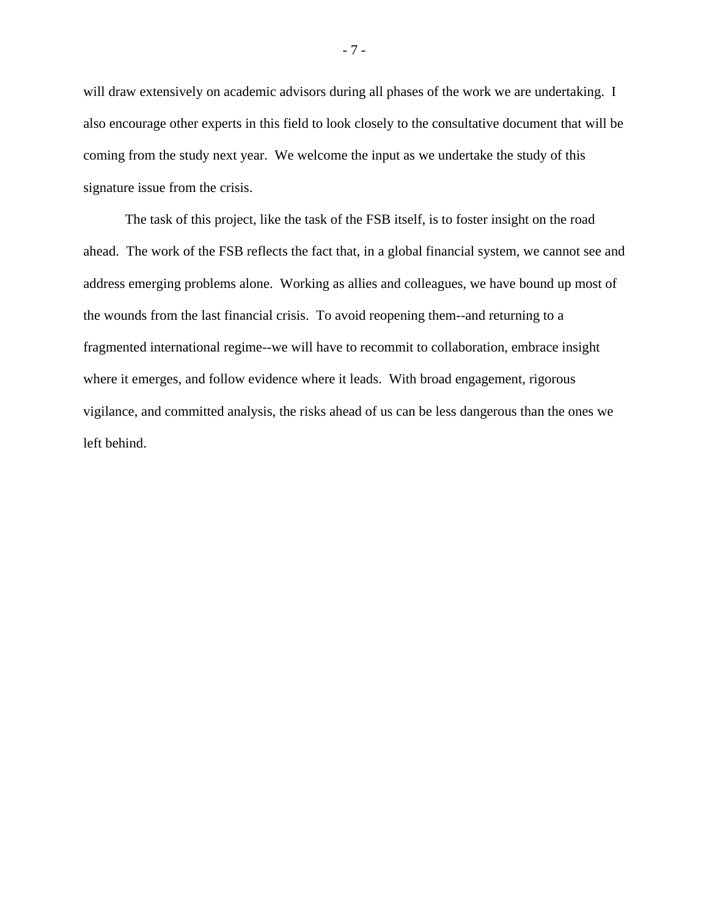will draw extensively on academic advisors during all phases of the work we are undertaking. I also encourage other experts in this field to look closely to the consultative document that will be coming from the study next year. We welcome the input as we undertake the study of this signature issue from the crisis.

The task of this project, like the task of the FSB itself, is to foster insight on the road ahead. The work of the FSB reflects the fact that, in a global financial system, we cannot see and address emerging problems alone. Working as allies and colleagues, we have bound up most of the wounds from the last financial crisis. To avoid reopening them--and returning to a fragmented international regime--we will have to recommit to collaboration, embrace insight where it emerges, and follow evidence where it leads. With broad engagement, rigorous vigilance, and committed analysis, the risks ahead of us can be less dangerous than the ones we left behind.